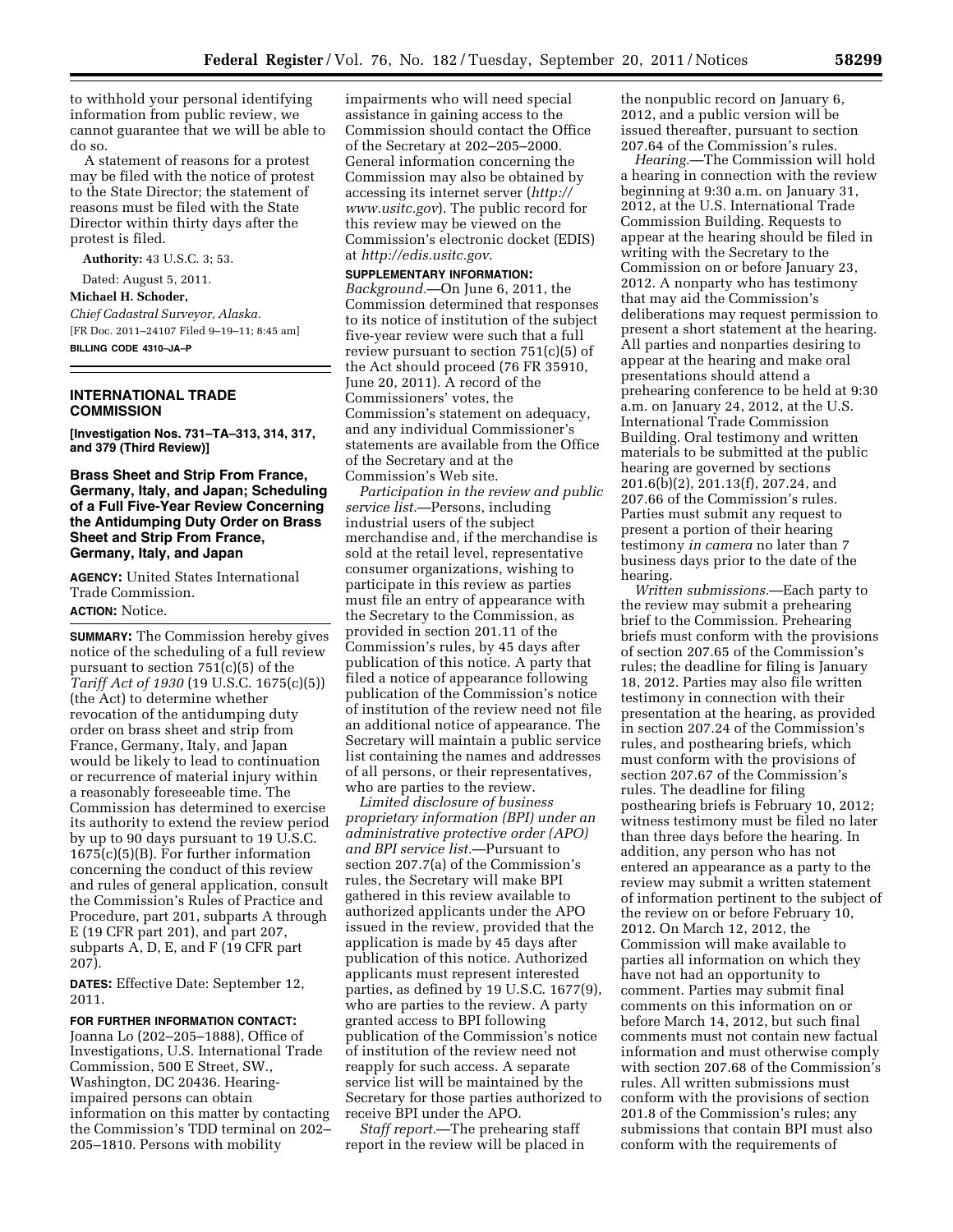to withhold your personal identifying information from public review, we cannot guarantee that we will be able to do so.

A statement of reasons for a protest may be filed with the notice of protest to the State Director; the statement of reasons must be filed with the State Director within thirty days after the protest is filed.

**Authority:** 43 U.S.C. 3; 53.

Dated: August 5, 2011.

**Michael H. Schoder,**

*Chief Cadastral Surveyor, Alaska.*

[FR Doc. 2011–24107 Filed 9–19–11; 8:45 am]

**BILLING CODE 4310–JA–P**

## INTERNATIONAL TRADE COMMISSION

**[Investigation Nos. 731–TA–313, 314, 317, and 379 (Third Review)]**

### Brass Sheet and Strip From France, Germany, Italy, and Japan; Scheduling of a Full Five-Year Review Concerning the Antidumping Duty Order on Brass Sheet and Strip From France, Germany, Italy, and Japan

**AGENCY:** United States International Trade Commission.

**ACTION:** Notice.

**SUMMARY:** The Commission hereby gives notice of the scheduling of a full review pursuant to section 751(c)(5) of the *Tariff Act of 1930* (19 U.S.C. 1675(c)(5)) (the Act) to determine whether revocation of the antidumping duty order on brass sheet and strip from France, Germany, Italy, and Japan would be likely to lead to continuation or recurrence of material injury within a reasonably foreseeable time. The Commission has determined to exercise its authority to extend the review period by up to 90 days pursuant to 19 U.S.C. 1675(c)(5)(B). For further information concerning the conduct of this review and rules of general application, consult the Commission's Rules of Practice and Procedure, part 201, subparts A through E (19 CFR part 201), and part 207, subparts A, D, E, and F (19 CFR part 207).

**DATES:** Effective Date: September 12, 2011.

**FOR FURTHER INFORMATION CONTACT:** Joanna Lo (202–205–1888), Office of Investigations, U.S. International Trade Commission, 500 E Street, SW., Washington, DC 20436. Hearing-impaired persons can obtain information on this matter by contacting the Commission's TDD terminal on 202–205–1810. Persons with mobility impairments who will need special assistance in gaining access to the Commission should contact the Office of the Secretary at 202–205–2000. General information concerning the Commission may also be obtained by accessing its internet server (*http://www.usitc.gov*). The public record for this review may be viewed on the Commission's electronic docket (EDIS) at *http://edis.usitc.gov*.

**SUPPLEMENTARY INFORMATION:**

*Background.*—On June 6, 2011, the Commission determined that responses to its notice of institution of the subject five-year review were such that a full review pursuant to section 751(c)(5) of the Act should proceed (76 FR 35910, June 20, 2011). A record of the Commissioners' votes, the Commission's statement on adequacy, and any individual Commissioner's statements are available from the Office of the Secretary and at the Commission's Web site.

*Participation in the review and public service list.*—Persons, including industrial users of the subject merchandise and, if the merchandise is sold at the retail level, representative consumer organizations, wishing to participate in this review as parties must file an entry of appearance with the Secretary to the Commission, as provided in section 201.11 of the Commission's rules, by 45 days after publication of this notice. A party that filed a notice of appearance following publication of the Commission's notice of institution of the review need not file an additional notice of appearance. The Secretary will maintain a public service list containing the names and addresses of all persons, or their representatives, who are parties to the review.

*Limited disclosure of business proprietary information (BPI) under an administrative protective order (APO) and BPI service list.*—Pursuant to section 207.7(a) of the Commission's rules, the Secretary will make BPI gathered in this review available to authorized applicants under the APO issued in the review, provided that the application is made by 45 days after publication of this notice. Authorized applicants must represent interested parties, as defined by 19 U.S.C. 1677(9), who are parties to the review. A party granted access to BPI following publication of the Commission's notice of institution of the review need not reapply for such access. A separate service list will be maintained by the Secretary for those parties authorized to receive BPI under the APO.

*Staff report.*—The prehearing staff report in the review will be placed in the nonpublic record on January 6, 2012, and a public version will be issued thereafter, pursuant to section 207.64 of the Commission's rules.

*Hearing.*—The Commission will hold a hearing in connection with the review beginning at 9:30 a.m. on January 31, 2012, at the U.S. International Trade Commission Building. Requests to appear at the hearing should be filed in writing with the Secretary to the Commission on or before January 23, 2012. A nonparty who has testimony that may aid the Commission's deliberations may request permission to present a short statement at the hearing. All parties and nonparties desiring to appear at the hearing and make oral presentations should attend a prehearing conference to be held at 9:30 a.m. on January 24, 2012, at the U.S. International Trade Commission Building. Oral testimony and written materials to be submitted at the public hearing are governed by sections 201.6(b)(2), 201.13(f), 207.24, and 207.66 of the Commission's rules. Parties must submit any request to present a portion of their hearing testimony *in camera* no later than 7 business days prior to the date of the hearing.

*Written submissions.*—Each party to the review may submit a prehearing brief to the Commission. Prehearing briefs must conform with the provisions of section 207.65 of the Commission's rules; the deadline for filing is January 18, 2012. Parties may also file written testimony in connection with their presentation at the hearing, as provided in section 207.24 of the Commission's rules, and posthearing briefs, which must conform with the provisions of section 207.67 of the Commission's rules. The deadline for filing posthearing briefs is February 10, 2012; witness testimony must be filed no later than three days before the hearing. In addition, any person who has not entered an appearance as a party to the review may submit a written statement of information pertinent to the subject of the review on or before February 10, 2012. On March 12, 2012, the Commission will make available to parties all information on which they have not had an opportunity to comment. Parties may submit final comments on this information on or before March 14, 2012, but such final comments must not contain new factual information and must otherwise comply with section 207.68 of the Commission's rules. All written submissions must conform with the provisions of section 201.8 of the Commission's rules; any submissions that contain BPI must also conform with the requirements of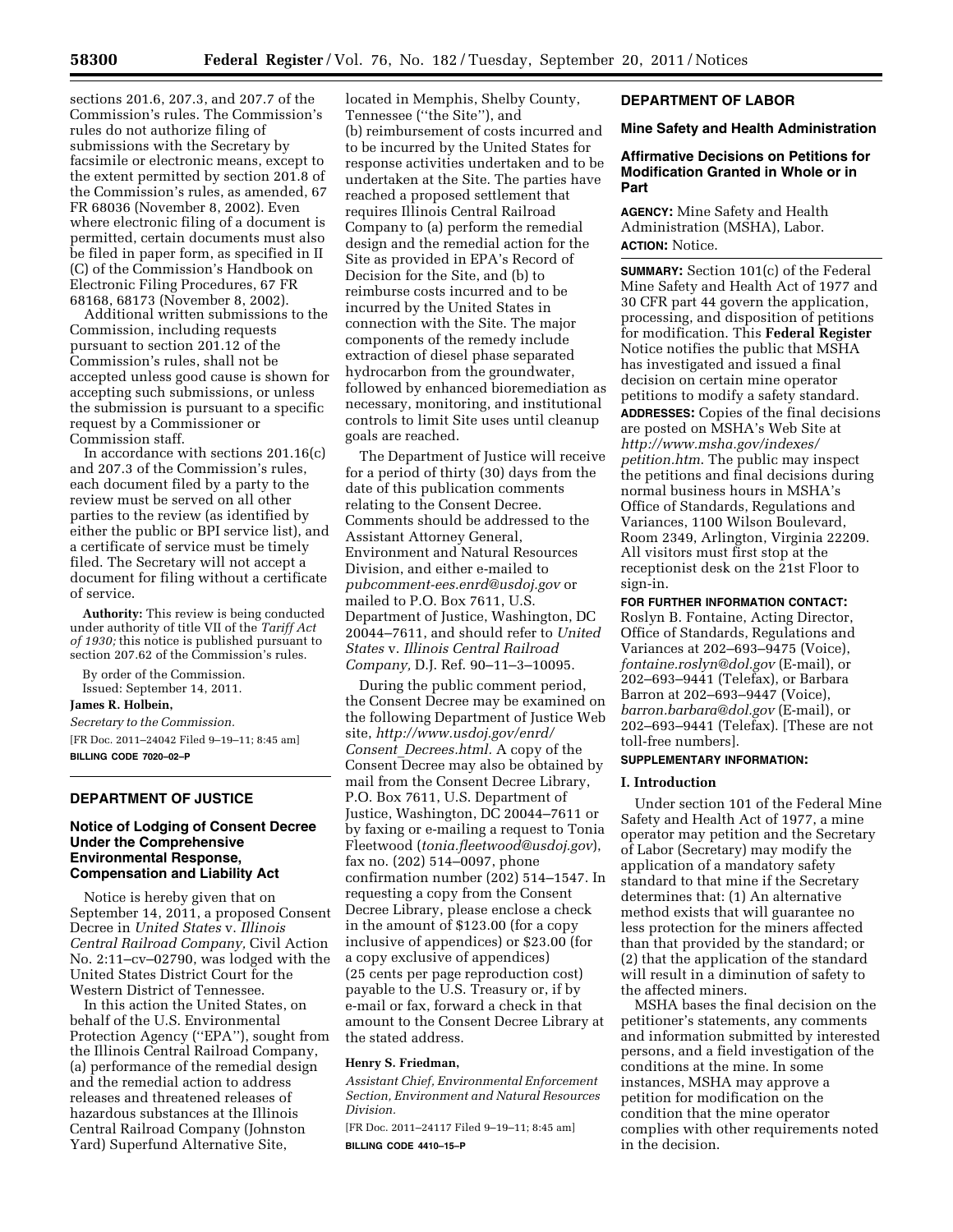sections 201.6, 207.3, and 207.7 of the Commission's rules. The Commission's rules do not authorize filing of submissions with the Secretary by facsimile or electronic means, except to the extent permitted by section 201.8 of the Commission's rules, as amended, 67 FR 68036 (November 8, 2002). Even where electronic filing of a document is permitted, certain documents must also be filed in paper form, as specified in II (C) of the Commission's Handbook on Electronic Filing Procedures, 67 FR 68168, 68173 (November 8, 2002).

Additional written submissions to the Commission, including requests pursuant to section 201.12 of the Commission's rules, shall not be accepted unless good cause is shown for accepting such submissions, or unless the submission is pursuant to a specific request by a Commissioner or Commission staff.

In accordance with sections 201.16(c) and 207.3 of the Commission's rules, each document filed by a party to the review must be served on all other parties to the review (as identified by either the public or BPI service list), and a certificate of service must be timely filed. The Secretary will not accept a document for filing without a certificate of service.

**Authority:** This review is being conducted under authority of title VII of the *Tariff Act of 1930;* this notice is published pursuant to section 207.62 of the Commission's rules.

By order of the Commission.

Issued: September 14, 2011.

**James R. Holbein,**

*Secretary to the Commission.*

[FR Doc. 2011–24042 Filed 9–19–11; 8:45 am]

**BILLING CODE 7020–02–P**

## DEPARTMENT OF JUSTICE

### Notice of Lodging of Consent Decree Under the Comprehensive Environmental Response, Compensation and Liability Act

Notice is hereby given that on September 14, 2011, a proposed Consent Decree in *United States* v. *Illinois Central Railroad Company,* Civil Action No. 2:11–cv–02790, was lodged with the United States District Court for the Western District of Tennessee.

In this action the United States, on behalf of the U.S. Environmental Protection Agency (''EPA''), sought from the Illinois Central Railroad Company, (a) performance of the remedial design and the remedial action to address releases and threatened releases of hazardous substances at the Illinois Central Railroad Company (Johnston Yard) Superfund Alternative Site, located in Memphis, Shelby County, Tennessee (''the Site''), and (b) reimbursement of costs incurred and to be incurred by the United States for response activities undertaken and to be undertaken at the Site. The parties have reached a proposed settlement that requires Illinois Central Railroad Company to (a) perform the remedial design and the remedial action for the Site as provided in EPA's Record of Decision for the Site, and (b) to reimburse costs incurred and to be incurred by the United States in connection with the Site. The major components of the remedy include extraction of diesel phase separated hydrocarbon from the groundwater, followed by enhanced bioremediation as necessary, monitoring, and institutional controls to limit Site uses until cleanup goals are reached.

The Department of Justice will receive for a period of thirty (30) days from the date of this publication comments relating to the Consent Decree. Comments should be addressed to the Assistant Attorney General, Environment and Natural Resources Division, and either e-mailed to *pubcomment-ees.enrd@usdoj.gov* or mailed to P.O. Box 7611, U.S. Department of Justice, Washington, DC 20044–7611, and should refer to *United States* v. *Illinois Central Railroad Company,* D.J. Ref. 90–11–3–10095.

During the public comment period, the Consent Decree may be examined on the following Department of Justice Web site, *http://www.usdoj.gov/enrd/Consent_Decrees.html.* A copy of the Consent Decree may also be obtained by mail from the Consent Decree Library, P.O. Box 7611, U.S. Department of Justice, Washington, DC 20044–7611 or by faxing or e-mailing a request to Tonia Fleetwood (*tonia.fleetwood@usdoj.gov*), fax no. (202) 514–0097, phone confirmation number (202) 514–1547. In requesting a copy from the Consent Decree Library, please enclose a check in the amount of $123.00 (for a copy inclusive of appendices) or $23.00 (for a copy exclusive of appendices) (25 cents per page reproduction cost) payable to the U.S. Treasury or, if by e-mail or fax, forward a check in that amount to the Consent Decree Library at the stated address.

**Henry S. Friedman,**

*Assistant Chief, Environmental Enforcement Section, Environment and Natural Resources Division.*

[FR Doc. 2011–24117 Filed 9–19–11; 8:45 am]

**BILLING CODE 4410–15–P**

## DEPARTMENT OF LABOR

### Mine Safety and Health Administration

### Affirmative Decisions on Petitions for Modification Granted in Whole or in Part

**AGENCY:** Mine Safety and Health Administration (MSHA), Labor.

**ACTION:** Notice.

**SUMMARY:** Section 101(c) of the Federal Mine Safety and Health Act of 1977 and 30 CFR part 44 govern the application, processing, and disposition of petitions for modification. This **Federal Register** Notice notifies the public that MSHA has investigated and issued a final decision on certain mine operator petitions to modify a safety standard.

**ADDRESSES:** Copies of the final decisions are posted on MSHA's Web Site at *http://www.msha.gov/indexes/petition.htm*. The public may inspect the petitions and final decisions during normal business hours in MSHA's Office of Standards, Regulations and Variances, 1100 Wilson Boulevard, Room 2349, Arlington, Virginia 22209. All visitors must first stop at the receptionist desk on the 21st Floor to sign-in.

**FOR FURTHER INFORMATION CONTACT:** Roslyn B. Fontaine, Acting Director, Office of Standards, Regulations and Variances at 202–693–9475 (Voice), *fontaine.roslyn@dol.gov* (E-mail), or 202–693–9441 (Telefax), or Barbara Barron at 202–693–9447 (Voice), *barron.barbara@dol.gov* (E-mail), or 202–693–9441 (Telefax). [These are not toll-free numbers].

**SUPPLEMENTARY INFORMATION:**

**I. Introduction**

Under section 101 of the Federal Mine Safety and Health Act of 1977, a mine operator may petition and the Secretary of Labor (Secretary) may modify the application of a mandatory safety standard to that mine if the Secretary determines that: (1) An alternative method exists that will guarantee no less protection for the miners affected than that provided by the standard; or (2) that the application of the standard will result in a diminution of safety to the affected miners.

MSHA bases the final decision on the petitioner's statements, any comments and information submitted by interested persons, and a field investigation of the conditions at the mine. In some instances, MSHA may approve a petition for modification on the condition that the mine operator complies with other requirements noted in the decision.